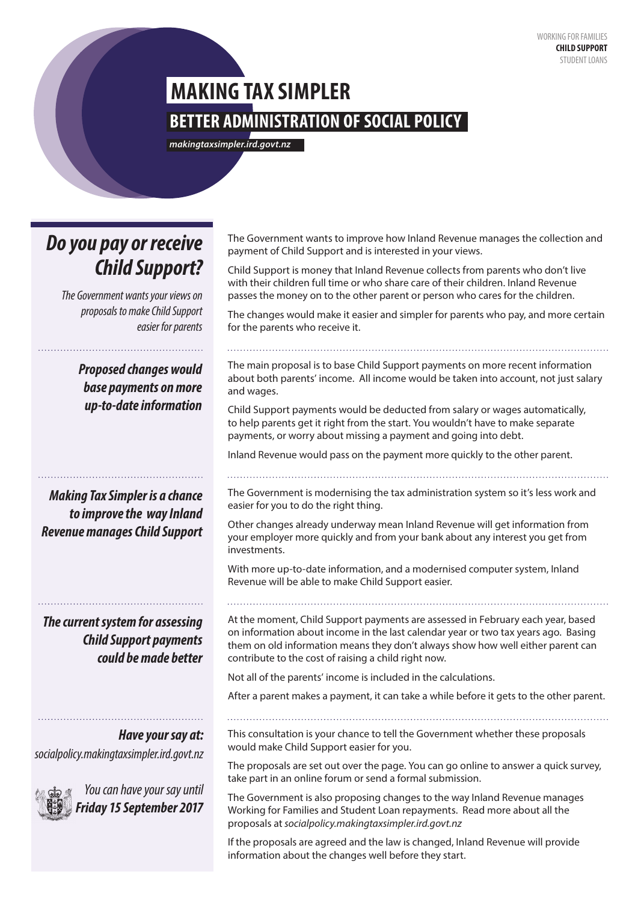WORKING FOR FAMILIES
**CHILD SUPPORT**
STUDENT LOANS

# MAKING TAX SIMPLER

## BETTER ADMINISTRATION OF SOCIAL POLICY

***makingtaxsimpler.ird.govt.nz***

## *Do you pay or receive Child Support?*

*The Government wants your views on proposals to make Child Support easier for parents*

The Government wants to improve how Inland Revenue manages the collection and payment of Child Support and is interested in your views.

Child Support is money that Inland Revenue collects from parents who don't live with their children full time or who share care of their children. Inland Revenue passes the money on to the other parent or person who cares for the children.

The changes would make it easier and simpler for parents who pay, and more certain for the parents who receive it.

### *Proposed changes would base payments on more up-to-date information*

The main proposal is to base Child Support payments on more recent information about both parents' income. All income would be taken into account, not just salary and wages.

Child Support payments would be deducted from salary or wages automatically, to help parents get it right from the start. You wouldn't have to make separate payments, or worry about missing a payment and going into debt.

Inland Revenue would pass on the payment more quickly to the other parent.

### *Making Tax Simpler is a chance to improve the way Inland Revenue manages Child Support*

The Government is modernising the tax administration system so it's less work and easier for you to do the right thing.

Other changes already underway mean Inland Revenue will get information from your employer more quickly and from your bank about any interest you get from investments.

With more up-to-date information, and a modernised computer system, Inland Revenue will be able to make Child Support easier.

### *The current system for assessing Child Support payments could be made better*

At the moment, Child Support payments are assessed in February each year, based on information about income in the last calendar year or two tax years ago. Basing them on old information means they don't always show how well either parent can contribute to the cost of raising a child right now.

Not all of the parents' income is included in the calculations.

After a parent makes a payment, it can take a while before it gets to the other parent.

### *Have your say at:*

*socialpolicy.makingtaxsimpler.ird.govt.nz*

*You can have your say until* ***Friday 15 September 2017***

This consultation is your chance to tell the Government whether these proposals would make Child Support easier for you.

The proposals are set out over the page. You can go online to answer a quick survey, take part in an online forum or send a formal submission.

The Government is also proposing changes to the way Inland Revenue manages Working for Families and Student Loan repayments. Read more about all the proposals at *socialpolicy.makingtaxsimpler.ird.govt.nz*

If the proposals are agreed and the law is changed, Inland Revenue will provide information about the changes well before they start.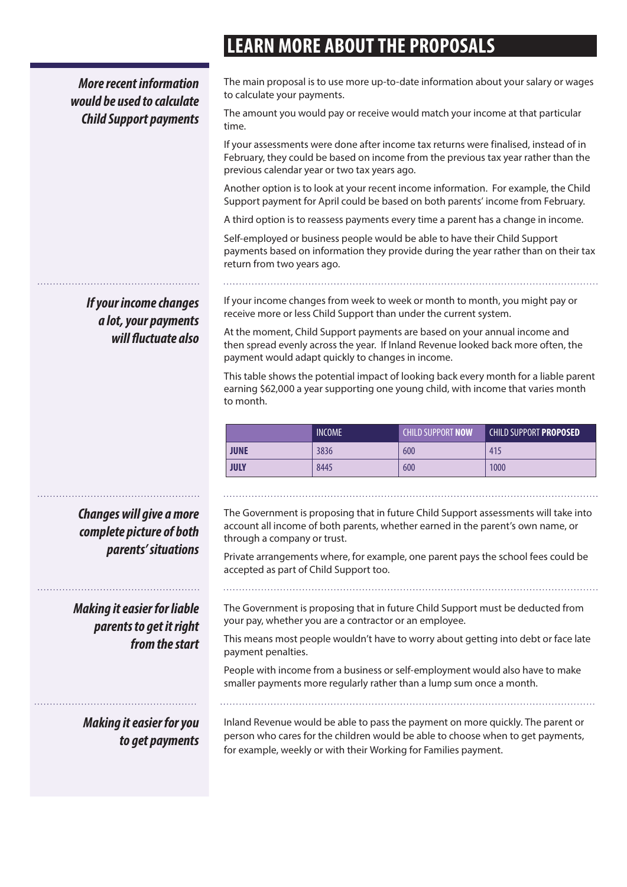# LEARN MORE ABOUT THE PROPOSALS

### *More recent information would be used to calculate Child Support payments*

The main proposal is to use more up-to-date information about your salary or wages to calculate your payments.

The amount you would pay or receive would match your income at that particular time.

If your assessments were done after income tax returns were finalised, instead of in February, they could be based on income from the previous tax year rather than the previous calendar year or two tax years ago.

Another option is to look at your recent income information. For example, the Child Support payment for April could be based on both parents' income from February.

A third option is to reassess payments every time a parent has a change in income.

Self-employed or business people would be able to have their Child Support payments based on information they provide during the year rather than on their tax return from two years ago.

### *If your income changes a lot, your payments will fluctuate also*

If your income changes from week to week or month to month, you might pay or receive more or less Child Support than under the current system.

At the moment, Child Support payments are based on your annual income and then spread evenly across the year. If Inland Revenue looked back more often, the payment would adapt quickly to changes in income.

This table shows the potential impact of looking back every month for a liable parent earning $62,000 a year supporting one young child, with income that varies month to month.

| | INCOME | CHILD SUPPORT **NOW** | CHILD SUPPORT **PROPOSED** |
|---|---|---|---|
| **JUNE** | 3836 | 600 | 415 |
| **JULY** | 8445 | 600 | 1000 |

### *Changes will give a more complete picture of both parents' situations*

The Government is proposing that in future Child Support assessments will take into account all income of both parents, whether earned in the parent's own name, or through a company or trust.

Private arrangements where, for example, one parent pays the school fees could be accepted as part of Child Support too.

### *Making it easier for liable parents to get it right from the start*

The Government is proposing that in future Child Support must be deducted from your pay, whether you are a contractor or an employee.

This means most people wouldn't have to worry about getting into debt or face late payment penalties.

People with income from a business or self-employment would also have to make smaller payments more regularly rather than a lump sum once a month.

### *Making it easier for you to get payments*

Inland Revenue would be able to pass the payment on more quickly. The parent or person who cares for the children would be able to choose when to get payments, for example, weekly or with their Working for Families payment.